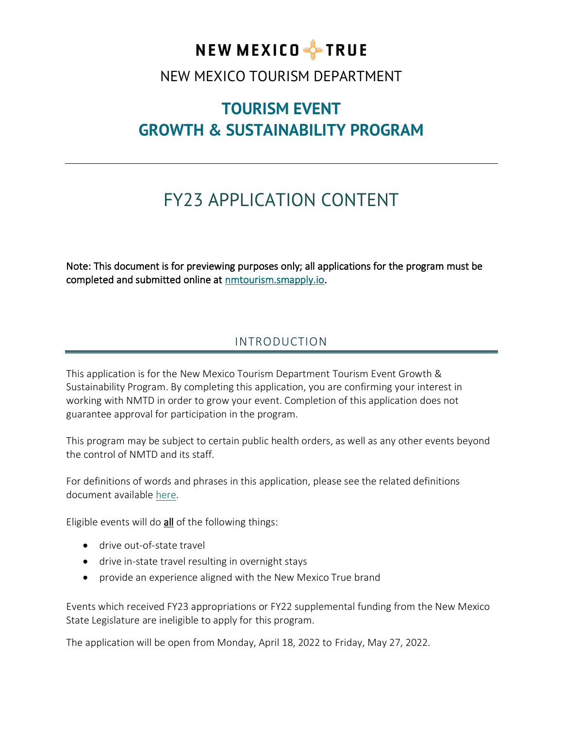# NEW MEXICO TRUE

NEW MEXICO TOURISM DEPARTMENT

## TOURISM EVENT GROWTH & SUSTAINABILITY PROGRAM

---

# FY23 APPLICATION CONTENT

**Note: This document is for previewing purposes only; all applications for the program must be completed and submitted online at [nmtourism.smapply.io](nmtourism.smapply.io).**

## INTRODUCTION

This application is for the New Mexico Tourism Department Tourism Event Growth & Sustainability Program. By completing this application, you are confirming your interest in working with NMTD in order to grow your event. Completion of this application does not guarantee approval for participation in the program.

This program may be subject to certain public health orders, as well as any other events beyond the control of NMTD and its staff.

For definitions of words and phrases in this application, please see the related definitions document available here.

Eligible events will do **all** of the following things:

- drive out-of-state travel
- drive in-state travel resulting in overnight stays
- provide an experience aligned with the New Mexico True brand

Events which received FY23 appropriations or FY22 supplemental funding from the New Mexico State Legislature are ineligible to apply for this program.

The application will be open from Monday, April 18, 2022 to Friday, May 27, 2022.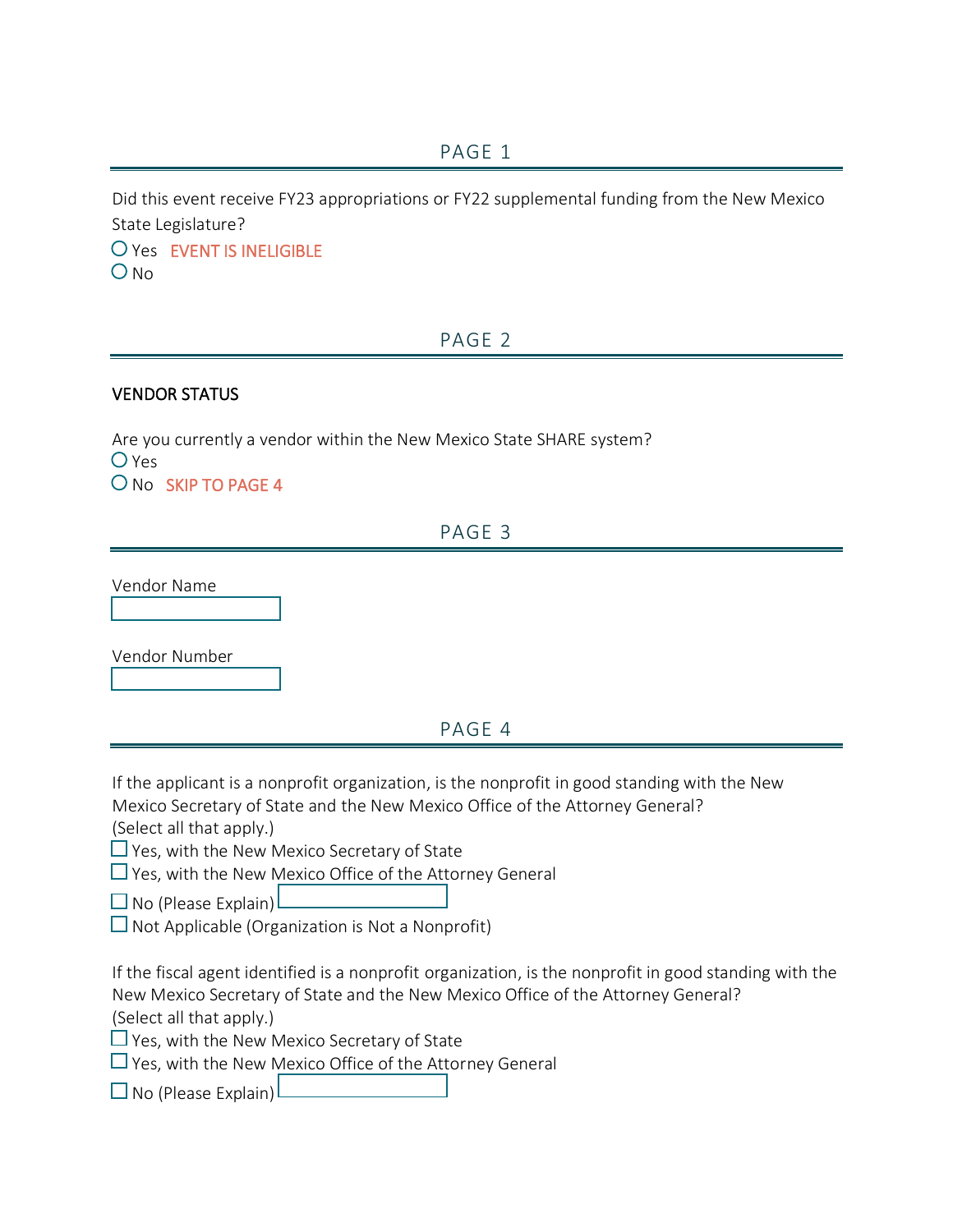## PAGE 1

Did this event receive FY23 appropriations or FY22 supplemental funding from the New Mexico State Legislature?

○ Yes EVENT IS INELIGIBLE
○ No

## PAGE 2

**VENDOR STATUS**

Are you currently a vendor within the New Mexico State SHARE system?

○ Yes
○ No SKIP TO PAGE 4

## PAGE 3

Vendor Name

[ ]

Vendor Number

[ ]

## PAGE 4

If the applicant is a nonprofit organization, is the nonprofit in good standing with the New Mexico Secretary of State and the New Mexico Office of the Attorney General?
(Select all that apply.)

☐ Yes, with the New Mexico Secretary of State
☐ Yes, with the New Mexico Office of the Attorney General
☐ No (Please Explain) [ ]
☐ Not Applicable (Organization is Not a Nonprofit)

If the fiscal agent identified is a nonprofit organization, is the nonprofit in good standing with the New Mexico Secretary of State and the New Mexico Office of the Attorney General?
(Select all that apply.)

☐ Yes, with the New Mexico Secretary of State
☐ Yes, with the New Mexico Office of the Attorney General
☐ No (Please Explain) [ ]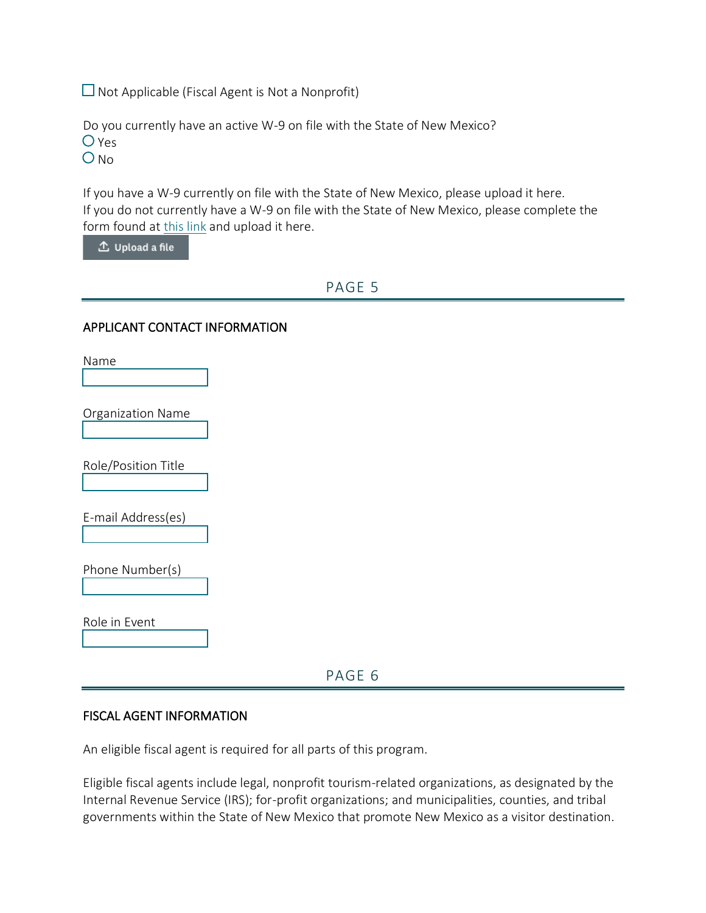☐ Not Applicable (Fiscal Agent is Not a Nonprofit)

Do you currently have an active W-9 on file with the State of New Mexico?

○ Yes

○ No

If you have a W-9 currently on file with the State of New Mexico, please upload it here.
If you do not currently have a W-9 on file with the State of New Mexico, please complete the form found at this link and upload it here.

Upload a file

## PAGE 5

### APPLICANT CONTACT INFORMATION

Name

Organization Name

Role/Position Title

E-mail Address(es)

Phone Number(s)

Role in Event

## PAGE 6

### FISCAL AGENT INFORMATION

An eligible fiscal agent is required for all parts of this program.

Eligible fiscal agents include legal, nonprofit tourism-related organizations, as designated by the Internal Revenue Service (IRS); for-profit organizations; and municipalities, counties, and tribal governments within the State of New Mexico that promote New Mexico as a visitor destination.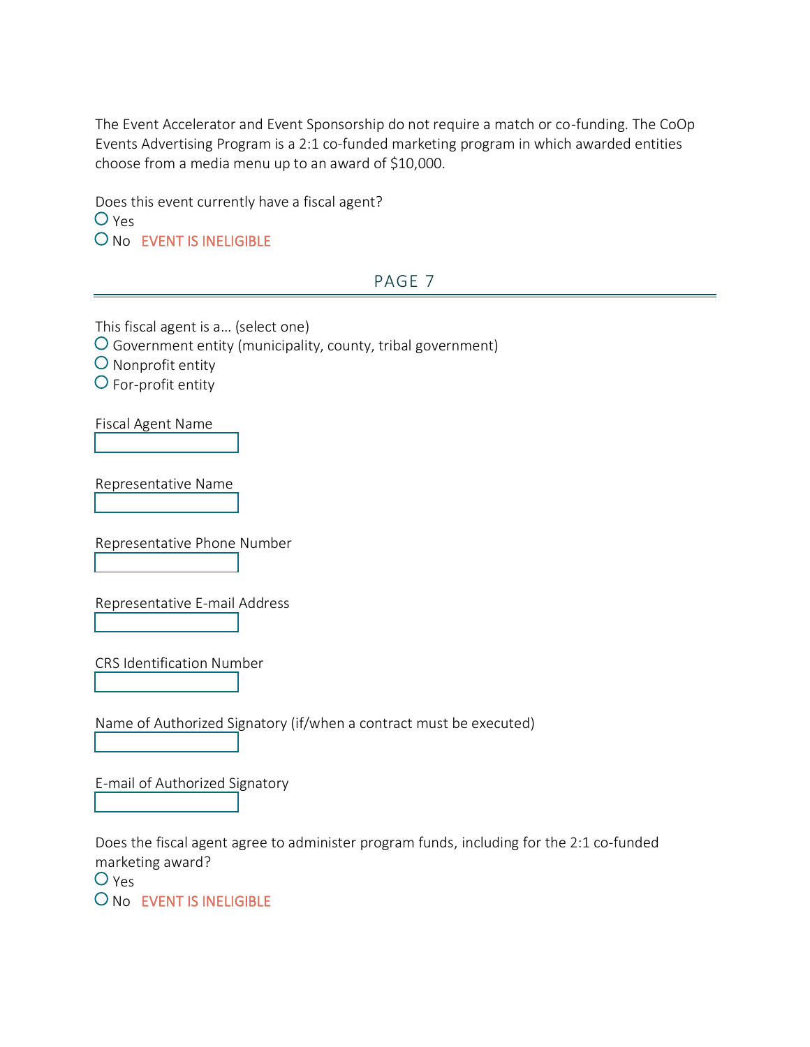The Event Accelerator and Event Sponsorship do not require a match or co-funding. The CoOp Events Advertising Program is a 2:1 co-funded marketing program in which awarded entities choose from a media menu up to an award of $10,000.

Does this event currently have a fiscal agent?

- ○ Yes
- ○ No EVENT IS INELIGIBLE

## PAGE 7

This fiscal agent is a… (select one)

- ○ Government entity (municipality, county, tribal government)
- ○ Nonprofit entity
- ○ For-profit entity

Fiscal Agent Name

Representative Name

Representative Phone Number

Representative E-mail Address

CRS Identification Number

Name of Authorized Signatory (if/when a contract must be executed)

E-mail of Authorized Signatory

Does the fiscal agent agree to administer program funds, including for the 2:1 co-funded marketing award?

- ○ Yes
- ○ No EVENT IS INELIGIBLE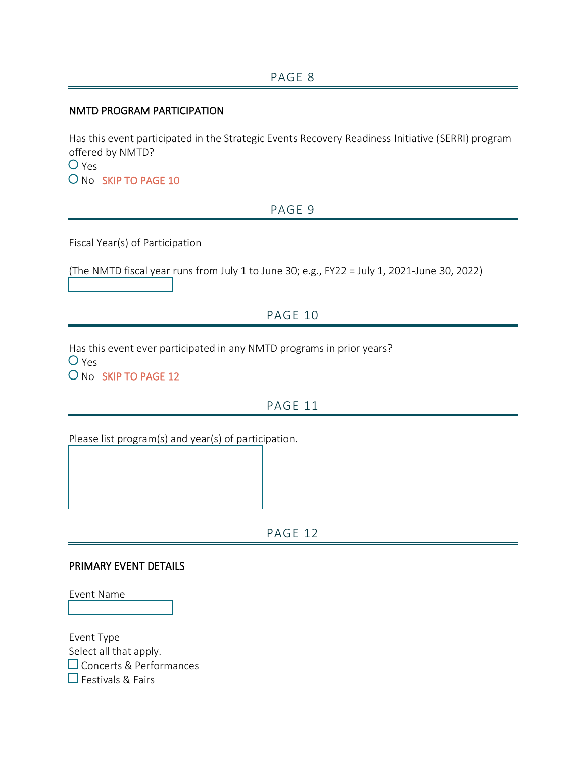## PAGE 8

**NMTD PROGRAM PARTICIPATION**

Has this event participated in the Strategic Events Recovery Readiness Initiative (SERRI) program offered by NMTD?

- ○ Yes
- ○ No SKIP TO PAGE 10

## PAGE 9

Fiscal Year(s) of Participation

(The NMTD fiscal year runs from July 1 to June 30; e.g., FY22 = July 1, 2021-June 30, 2022)

\_\_\_\_\_\_\_\_\_\_\_\_\_\_\_\_

## PAGE 10

Has this event ever participated in any NMTD programs in prior years?

- ○ Yes
- ○ No SKIP TO PAGE 12

## PAGE 11

Please list program(s) and year(s) of participation.

\_\_\_\_\_\_\_\_\_\_\_\_\_\_\_\_

## PAGE 12

**PRIMARY EVENT DETAILS**

Event Name

\_\_\_\_\_\_\_\_\_\_\_\_\_\_\_\_

Event Type
Select all that apply.

- ☐ Concerts & Performances
- ☐ Festivals & Fairs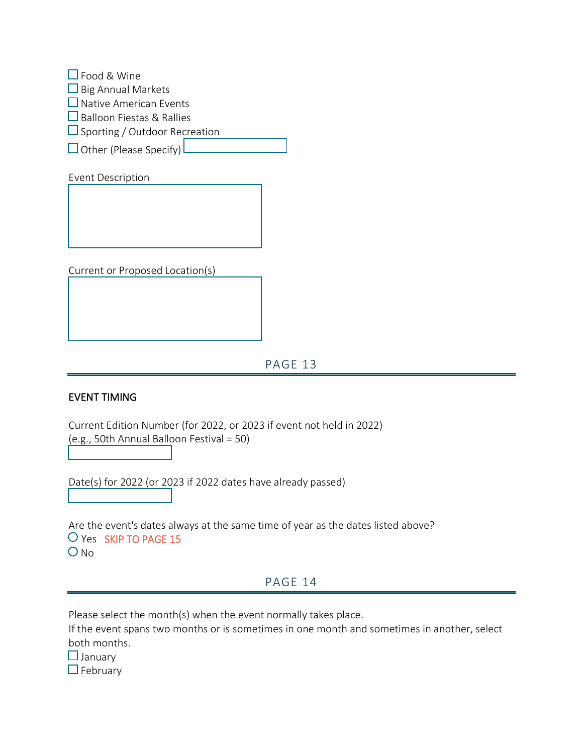☐ Food & Wine
☐ Big Annual Markets
☐ Native American Events
☐ Balloon Fiestas & Rallies
☐ Sporting / Outdoor Recreation
☐ Other (Please Specify) ______

Event Description

______

Current or Proposed Location(s)

______

## PAGE 13

### EVENT TIMING

Current Edition Number (for 2022, or 2023 if event not held in 2022)
(e.g., 50th Annual Balloon Festival = 50)

______

Date(s) for 2022 (or 2023 if 2022 dates have already passed)

______

Are the event's dates always at the same time of year as the dates listed above?

○ Yes SKIP TO PAGE 15
○ No

## PAGE 14

Please select the month(s) when the event normally takes place.
If the event spans two months or is sometimes in one month and sometimes in another, select both months.

☐ January
☐ February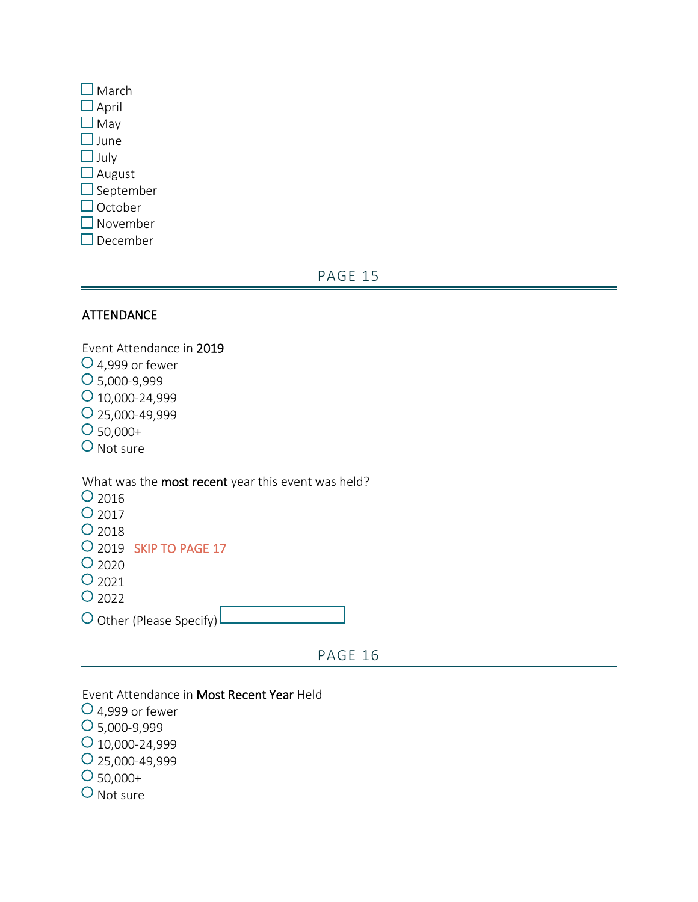- ☐ March
- ☐ April
- ☐ May
- ☐ June
- ☐ July
- ☐ August
- ☐ September
- ☐ October
- ☐ November
- ☐ December

## PAGE 15

### ATTENDANCE

Event Attendance in **2019**

- ○ 4,999 or fewer
- ○ 5,000-9,999
- ○ 10,000-24,999
- ○ 25,000-49,999
- ○ 50,000+
- ○ Not sure

What was the **most recent** year this event was held?

- ○ 2016
- ○ 2017
- ○ 2018
- ○ 2019 SKIP TO PAGE 17
- ○ 2020
- ○ 2021
- ○ 2022
- ○ Other (Please Specify) ____________

## PAGE 16

Event Attendance in **Most Recent Year** Held

- ○ 4,999 or fewer
- ○ 5,000-9,999
- ○ 10,000-24,999
- ○ 25,000-49,999
- ○ 50,000+
- ○ Not sure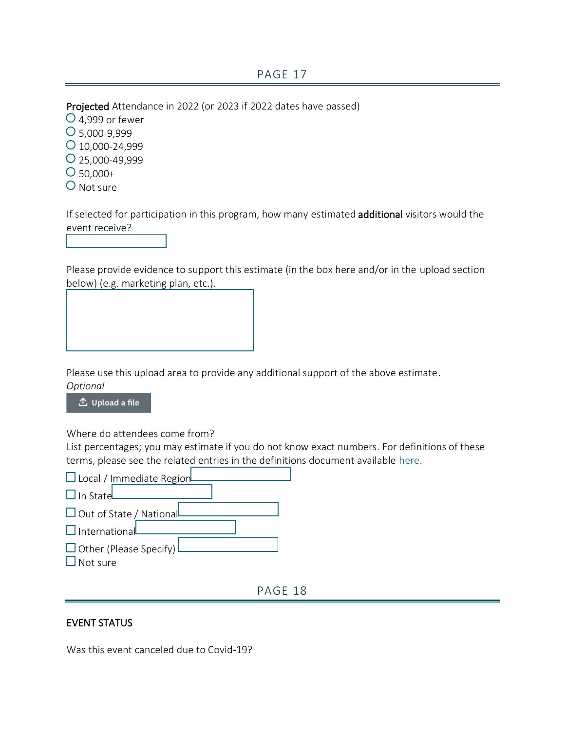## PAGE 17

**Projected** Attendance in 2022 (or 2023 if 2022 dates have passed)

- ○ 4,999 or fewer
- ○ 5,000-9,999
- ○ 10,000-24,999
- ○ 25,000-49,999
- ○ 50,000+
- ○ Not sure

If selected for participation in this program, how many estimated **additional** visitors would the event receive?

Please provide evidence to support this estimate (in the box here and/or in the upload section below) (e.g. marketing plan, etc.).

Please use this upload area to provide any additional support of the above estimate.
*Optional*

Upload a file

Where do attendees come from?
List percentages; you may estimate if you do not know exact numbers. For definitions of these terms, please see the related entries in the definitions document available here.

- ☐ Local / Immediate Region
- ☐ In State
- ☐ Out of State / National
- ☐ International
- ☐ Other (Please Specify)
- ☐ Not sure

## PAGE 18

### EVENT STATUS

Was this event canceled due to Covid-19?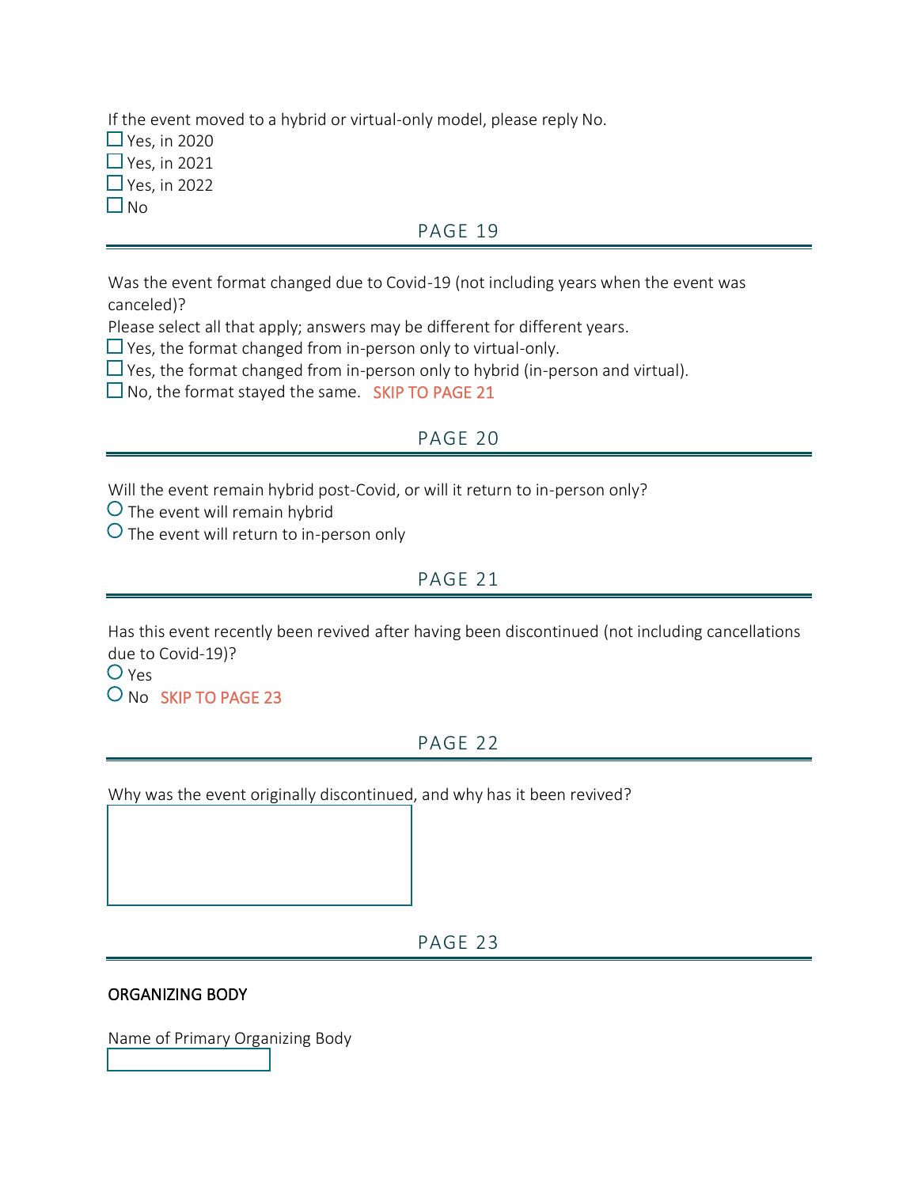If the event moved to a hybrid or virtual-only model, please reply No.

☐ Yes, in 2020
☐ Yes, in 2021
☐ Yes, in 2022
☐ No

## PAGE 19

Was the event format changed due to Covid-19 (not including years when the event was canceled)?

Please select all that apply; answers may be different for different years.

☐ Yes, the format changed from in-person only to virtual-only.
☐ Yes, the format changed from in-person only to hybrid (in-person and virtual).
☐ No, the format stayed the same. SKIP TO PAGE 21

## PAGE 20

Will the event remain hybrid post-Covid, or will it return to in-person only?

○ The event will remain hybrid
○ The event will return to in-person only

## PAGE 21

Has this event recently been revived after having been discontinued (not including cancellations due to Covid-19)?

○ Yes
○ No SKIP TO PAGE 23

## PAGE 22

Why was the event originally discontinued, and why has it been revived?

## PAGE 23

**ORGANIZING BODY**

Name of Primary Organizing Body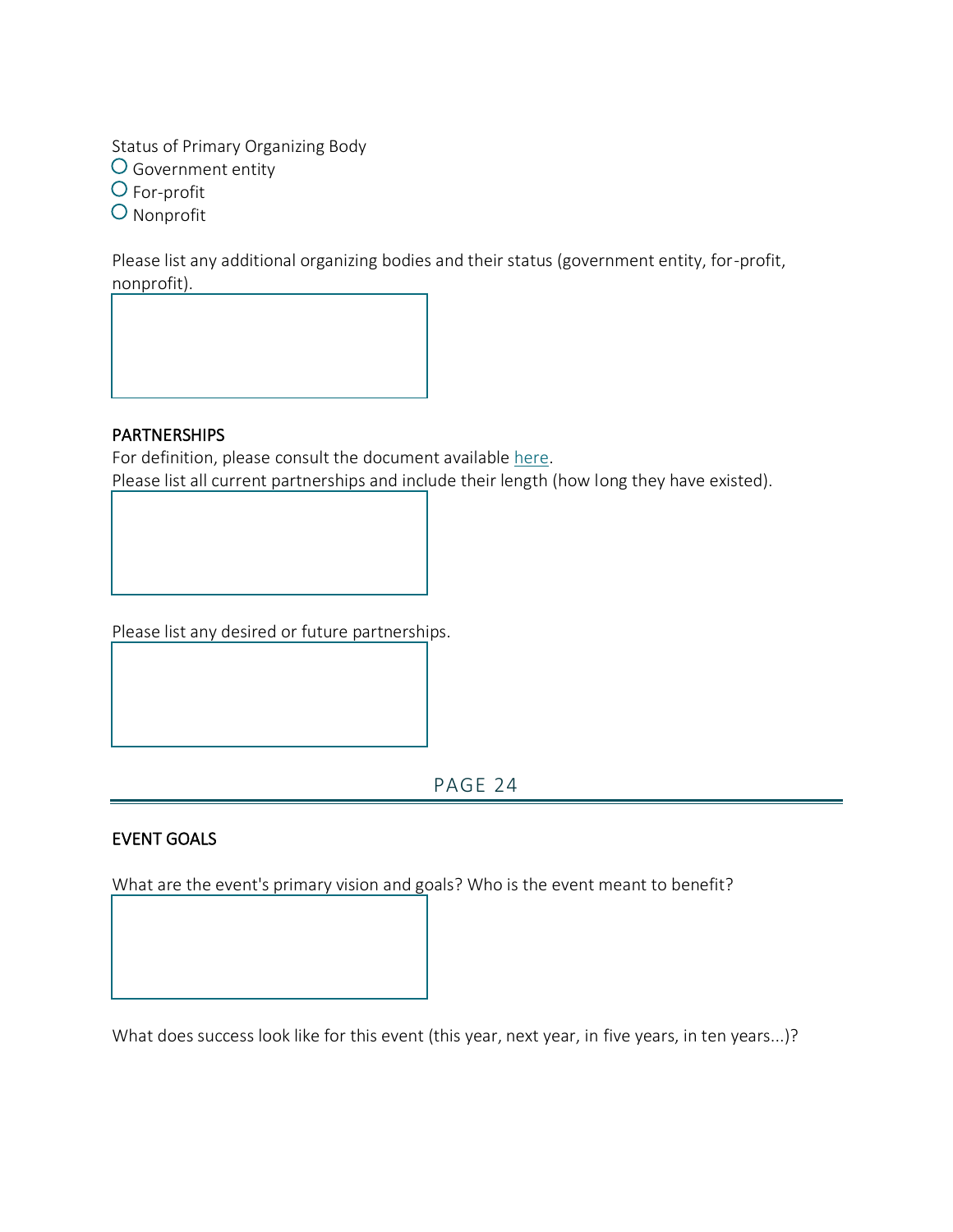Status of Primary Organizing Body

- ○ Government entity
- ○ For-profit
- ○ Nonprofit

Please list any additional organizing bodies and their status (government entity, for-profit, nonprofit).

## PARTNERSHIPS

For definition, please consult the document available here.

Please list all current partnerships and include their length (how long they have existed).

Please list any desired or future partnerships.

PAGE 24

## EVENT GOALS

What are the event's primary vision and goals? Who is the event meant to benefit?

What does success look like for this event (this year, next year, in five years, in ten years...)?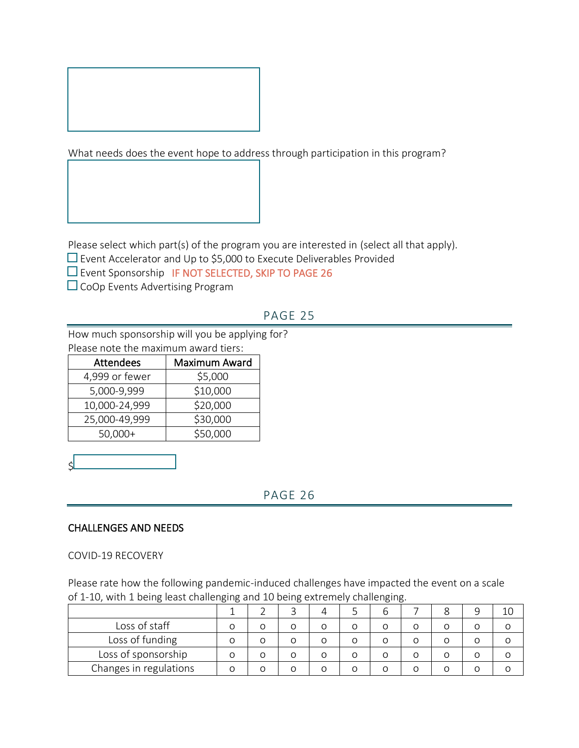What needs does the event hope to address through participation in this program?

Please select which part(s) of the program you are interested in (select all that apply).

- ☐ Event Accelerator and Up to $5,000 to Execute Deliverables Provided
- ☐ Event Sponsorship IF NOT SELECTED, SKIP TO PAGE 26
- ☐ CoOp Events Advertising Program

## PAGE 25

How much sponsorship will you be applying for?
Please note the maximum award tiers:

| Attendees | Maximum Award |
|---|---|
| 4,999 or fewer | $5,000 |
| 5,000-9,999 | $10,000 |
| 10,000-24,999 | $20,000 |
| 25,000-49,999 | $30,000 |
| 50,000+ | $50,000 |

$

## PAGE 26

### CHALLENGES AND NEEDS

COVID-19 RECOVERY

Please rate how the following pandemic-induced challenges have impacted the event on a scale of 1-10, with 1 being least challenging and 10 being extremely challenging.

| | 1 | 2 | 3 | 4 | 5 | 6 | 7 | 8 | 9 | 10 |
|---|---|---|---|---|---|---|---|---|---|---|
| Loss of staff | o | o | o | o | o | o | o | o | o | o |
| Loss of funding | o | o | o | o | o | o | o | o | o | o |
| Loss of sponsorship | o | o | o | o | o | o | o | o | o | o |
| Changes in regulations | o | o | o | o | o | o | o | o | o | o |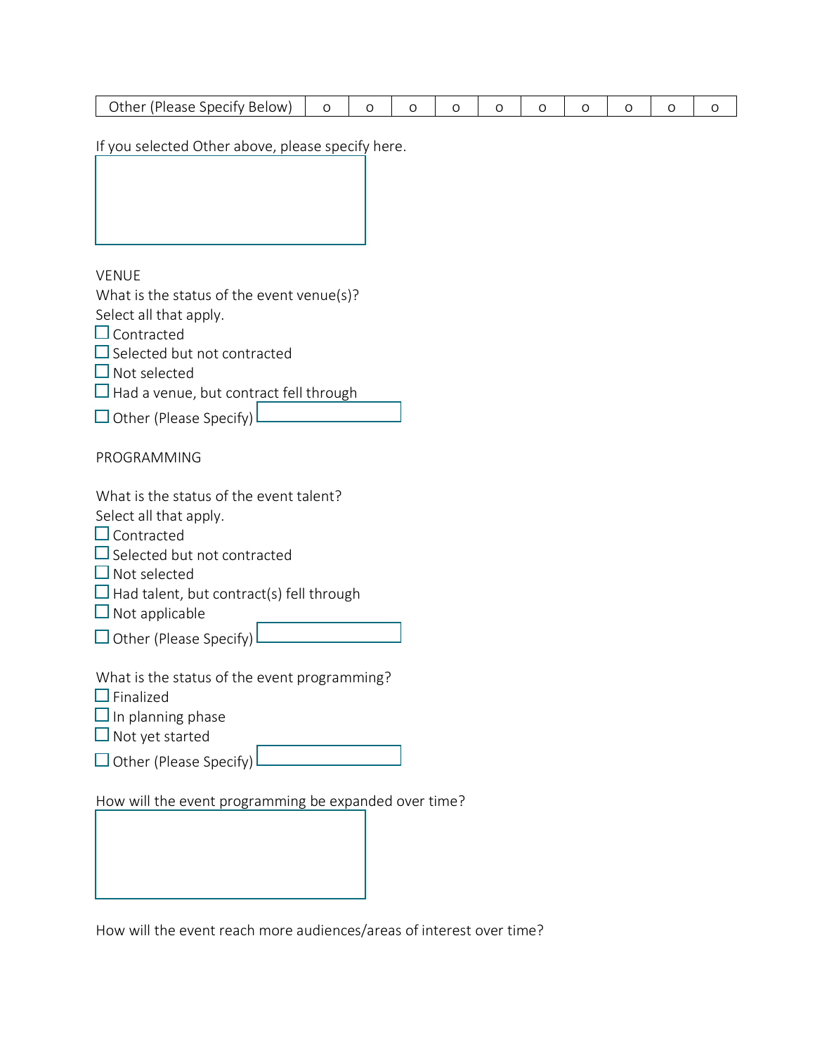| Other (Please Specify Below) | o | o | o | o | o | o | o | o | o | o |
|---|---|---|---|---|---|---|---|---|---|---|

If you selected Other above, please specify here.

VENUE

What is the status of the event venue(s)?
Select all that apply.

- ☐ Contracted
- ☐ Selected but not contracted
- ☐ Not selected
- ☐ Had a venue, but contract fell through
- ☐ Other (Please Specify)

PROGRAMMING

What is the status of the event talent?
Select all that apply.

- ☐ Contracted
- ☐ Selected but not contracted
- ☐ Not selected
- ☐ Had talent, but contract(s) fell through
- ☐ Not applicable
- ☐ Other (Please Specify)

What is the status of the event programming?

- ☐ Finalized
- ☐ In planning phase
- ☐ Not yet started
- ☐ Other (Please Specify)

How will the event programming be expanded over time?

How will the event reach more audiences/areas of interest over time?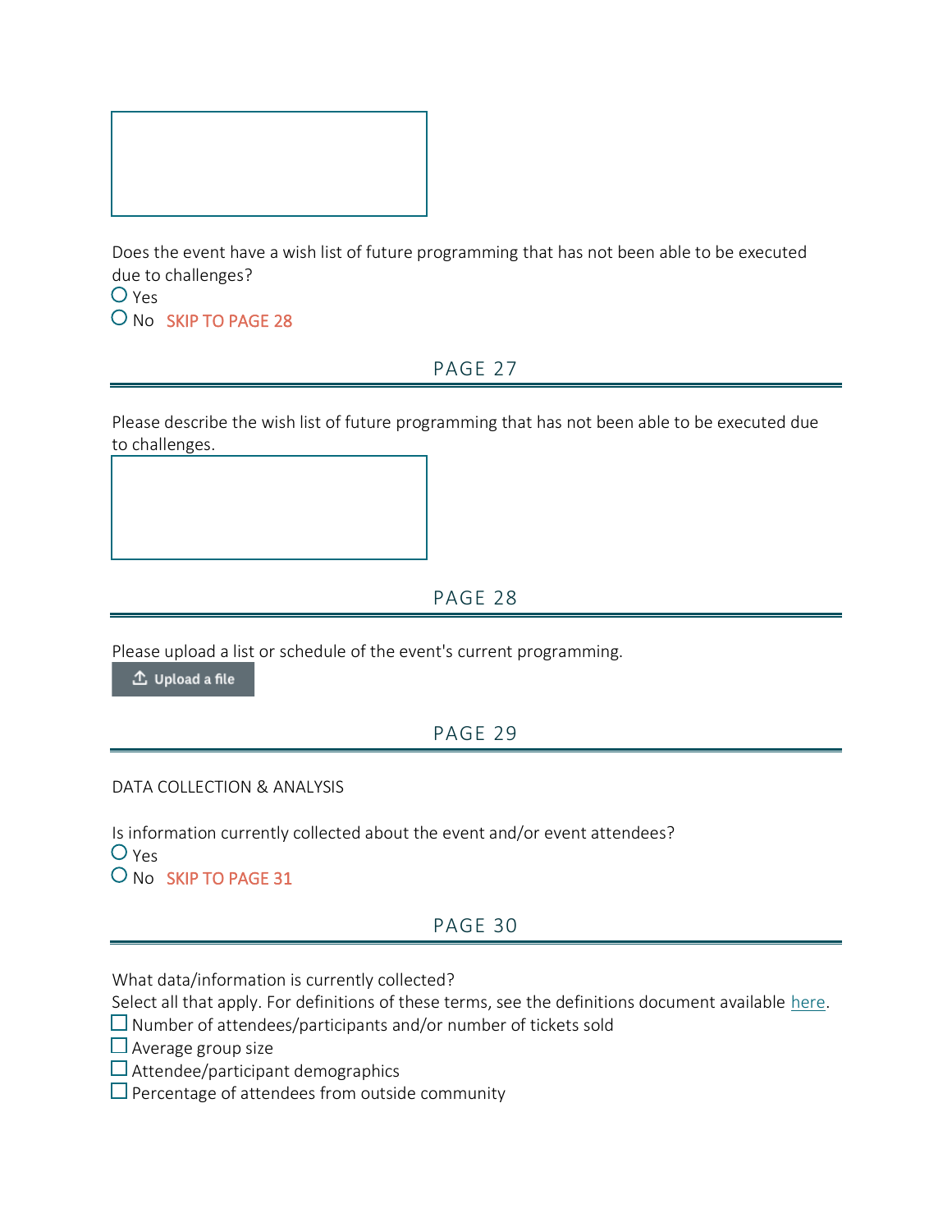Does the event have a wish list of future programming that has not been able to be executed due to challenges?

- ○ Yes
- ○ No SKIP TO PAGE 28

## PAGE 27

Please describe the wish list of future programming that has not been able to be executed due to challenges.

## PAGE 28

Please upload a list or schedule of the event's current programming.

Upload a file

## PAGE 29

DATA COLLECTION & ANALYSIS

Is information currently collected about the event and/or event attendees?

- ○ Yes
- ○ No SKIP TO PAGE 31

## PAGE 30

What data/information is currently collected?

Select all that apply. For definitions of these terms, see the definitions document available here.

- ☐ Number of attendees/participants and/or number of tickets sold
- ☐ Average group size
- ☐ Attendee/participant demographics
- ☐ Percentage of attendees from outside community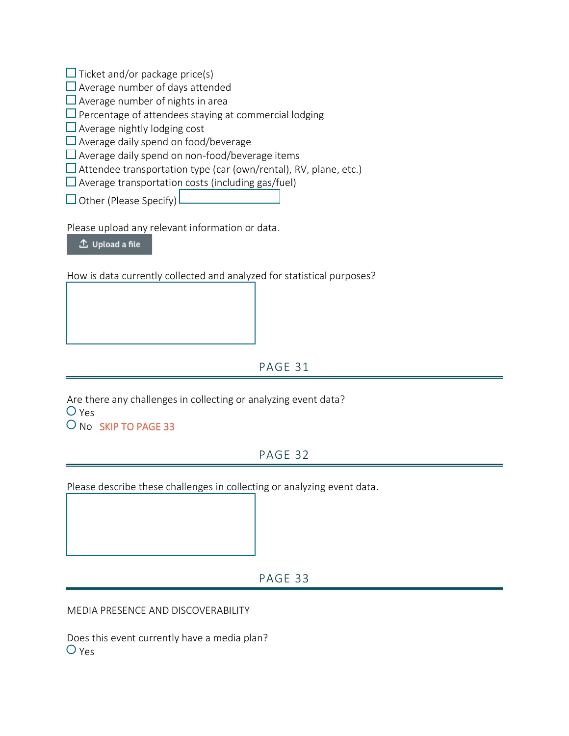- ☐ Ticket and/or package price(s)
- ☐ Average number of days attended
- ☐ Average number of nights in area
- ☐ Percentage of attendees staying at commercial lodging
- ☐ Average nightly lodging cost
- ☐ Average daily spend on food/beverage
- ☐ Average daily spend on non-food/beverage items
- ☐ Attendee transportation type (car (own/rental), RV, plane, etc.)
- ☐ Average transportation costs (including gas/fuel)
- ☐ Other (Please Specify) ____________

Please upload any relevant information or data.

Upload a file

How is data currently collected and analyzed for statistical purposes?

____________

## PAGE 31

Are there any challenges in collecting or analyzing event data?

- ○ Yes
- ○ No SKIP TO PAGE 33

## PAGE 32

Please describe these challenges in collecting or analyzing event data.

____________

## PAGE 33

MEDIA PRESENCE AND DISCOVERABILITY

Does this event currently have a media plan?

- ○ Yes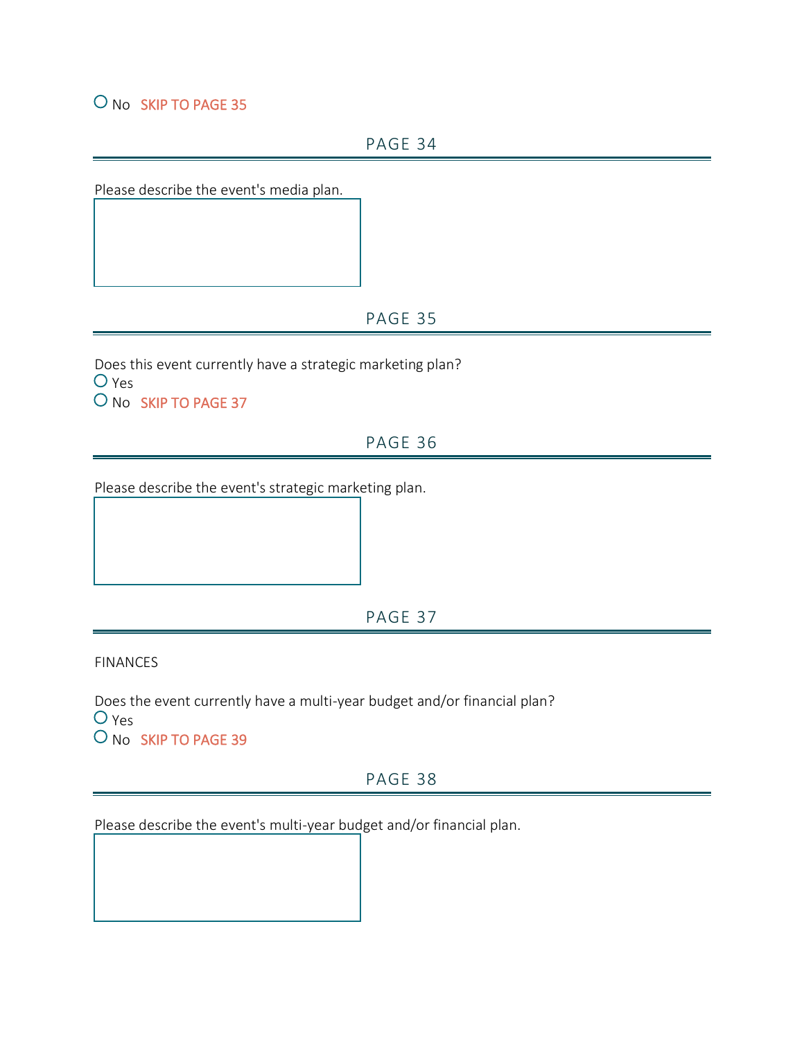○ No SKIP TO PAGE 35

## PAGE 34

Please describe the event's media plan.

## PAGE 35

Does this event currently have a strategic marketing plan?

○ Yes
○ No SKIP TO PAGE 37

## PAGE 36

Please describe the event's strategic marketing plan.

## PAGE 37

FINANCES

Does the event currently have a multi-year budget and/or financial plan?

○ Yes
○ No SKIP TO PAGE 39

## PAGE 38

Please describe the event's multi-year budget and/or financial plan.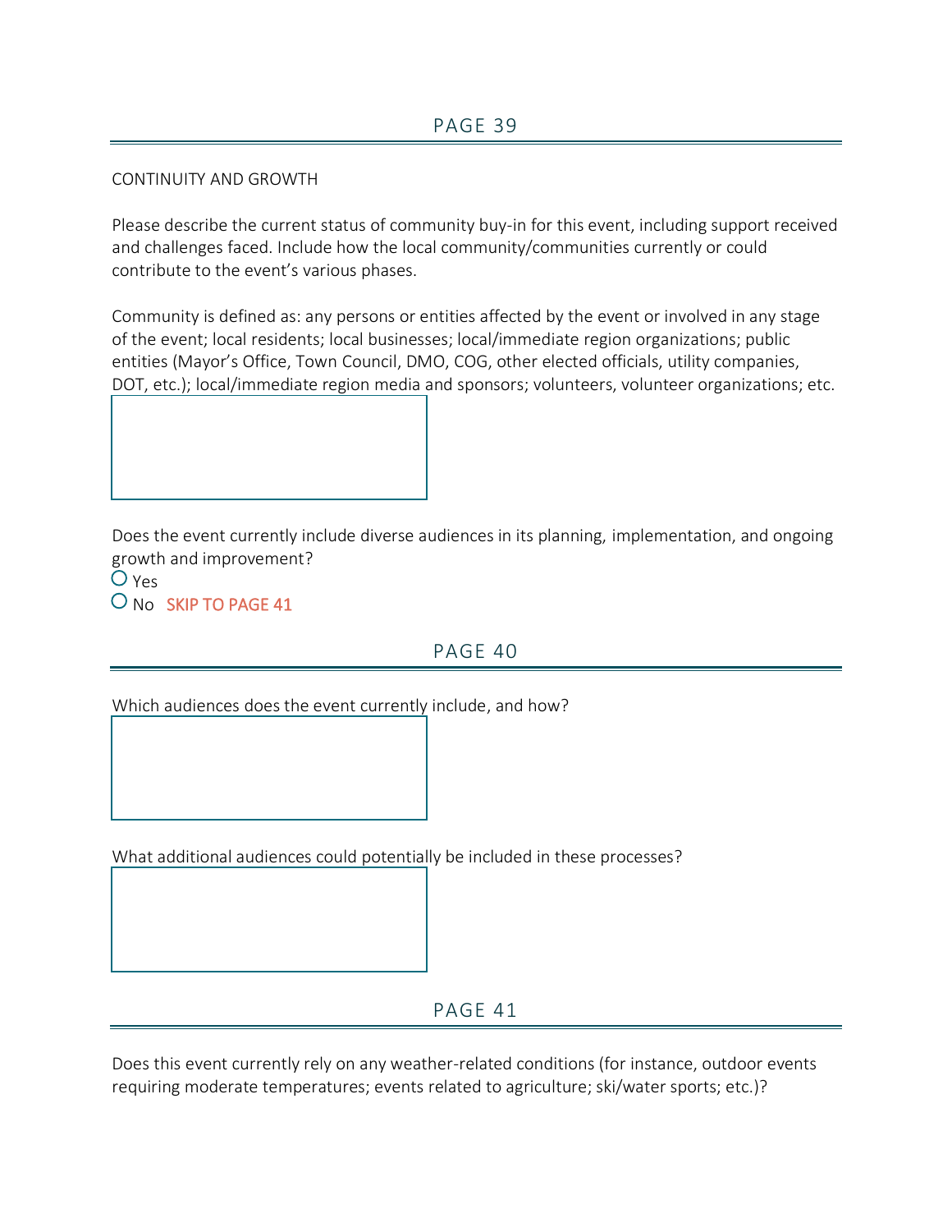## PAGE 39

CONTINUITY AND GROWTH

Please describe the current status of community buy-in for this event, including support received and challenges faced. Include how the local community/communities currently or could contribute to the event's various phases.

Community is defined as: any persons or entities affected by the event or involved in any stage of the event; local residents; local businesses; local/immediate region organizations; public entities (Mayor's Office, Town Council, DMO, COG, other elected officials, utility companies, DOT, etc.); local/immediate region media and sponsors; volunteers, volunteer organizations; etc.

Does the event currently include diverse audiences in its planning, implementation, and ongoing growth and improvement?

- ○ Yes
- ○ No SKIP TO PAGE 41

## PAGE 40

Which audiences does the event currently include, and how?

What additional audiences could potentially be included in these processes?

## PAGE 41

Does this event currently rely on any weather-related conditions (for instance, outdoor events requiring moderate temperatures; events related to agriculture; ski/water sports; etc.)?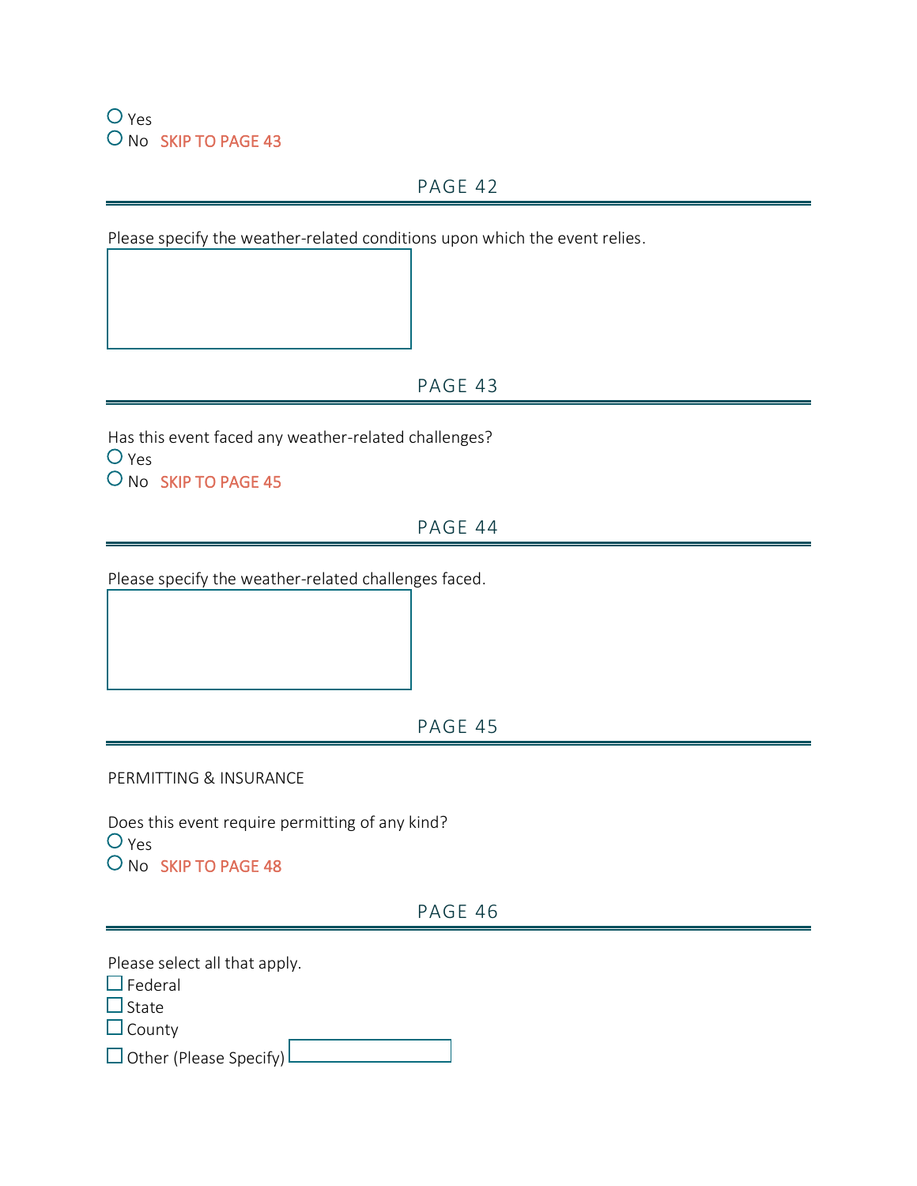- ○ Yes
- ○ No SKIP TO PAGE 43

## PAGE 42

Please specify the weather-related conditions upon which the event relies.

[ ]

## PAGE 43

Has this event faced any weather-related challenges?

- ○ Yes
- ○ No SKIP TO PAGE 45

## PAGE 44

Please specify the weather-related challenges faced.

[ ]

## PAGE 45

PERMITTING & INSURANCE

Does this event require permitting of any kind?

- ○ Yes
- ○ No SKIP TO PAGE 48

## PAGE 46

Please select all that apply.

- ☐ Federal
- ☐ State
- ☐ County
- ☐ Other (Please Specify) [ ]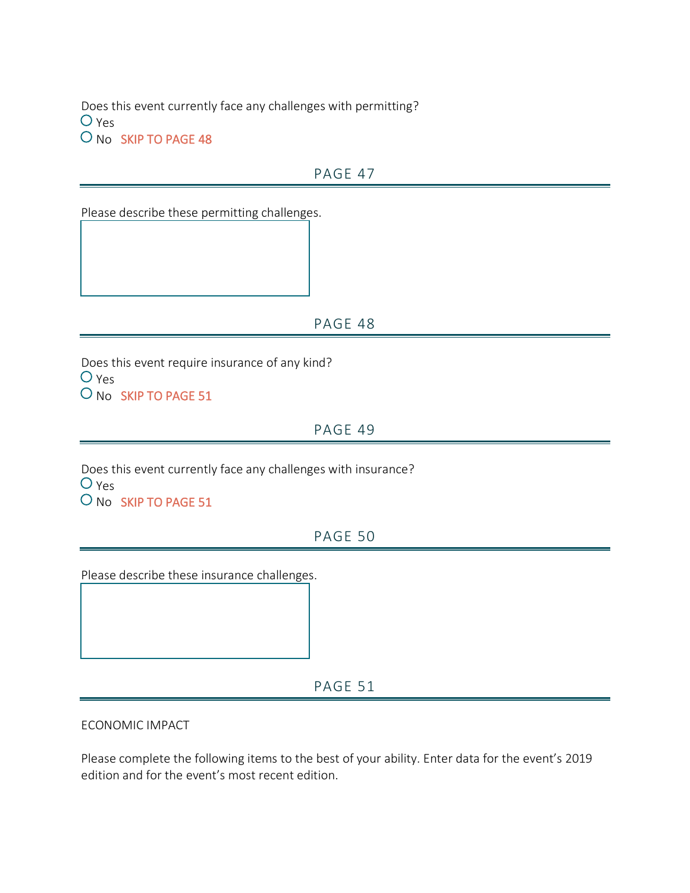Does this event currently face any challenges with permitting?

- ○ Yes
- ○ No SKIP TO PAGE 48

## PAGE 47

Please describe these permitting challenges.

## PAGE 48

Does this event require insurance of any kind?

- ○ Yes
- ○ No SKIP TO PAGE 51

## PAGE 49

Does this event currently face any challenges with insurance?

- ○ Yes
- ○ No SKIP TO PAGE 51

## PAGE 50

Please describe these insurance challenges.

## PAGE 51

ECONOMIC IMPACT

Please complete the following items to the best of your ability. Enter data for the event's 2019 edition and for the event's most recent edition.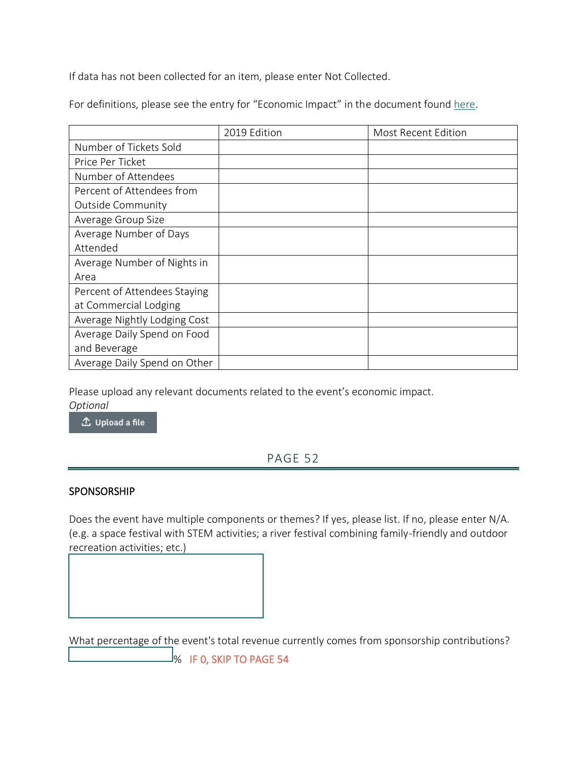If data has not been collected for an item, please enter Not Collected.

For definitions, please see the entry for “Economic Impact” in the document found here.

| | 2019 Edition | Most Recent Edition |
|---|---|---|
| Number of Tickets Sold | | |
| Price Per Ticket | | |
| Number of Attendees | | |
| Percent of Attendees from Outside Community | | |
| Average Group Size | | |
| Average Number of Days Attended | | |
| Average Number of Nights in Area | | |
| Percent of Attendees Staying at Commercial Lodging | | |
| Average Nightly Lodging Cost | | |
| Average Daily Spend on Food and Beverage | | |
| Average Daily Spend on Other | | |

Please upload any relevant documents related to the event’s economic impact.
*Optional*

Upload a file

PAGE 52

## SPONSORSHIP

Does the event have multiple components or themes? If yes, please list. If no, please enter N/A. (e.g. a space festival with STEM activities; a river festival combining family-friendly and outdoor recreation activities; etc.)

What percentage of the event's total revenue currently comes from sponsorship contributions?

% IF 0, SKIP TO PAGE 54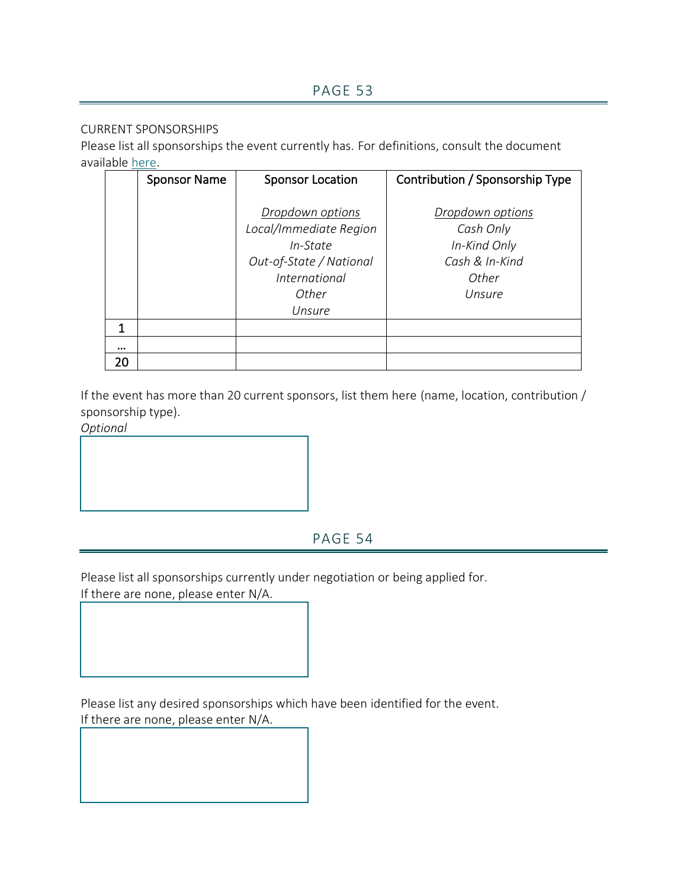## PAGE 53

CURRENT SPONSORSHIPS

Please list all sponsorships the event currently has. For definitions, consult the document available here.

| | Sponsor Name | Sponsor Location<br><br>*Dropdown options*<br>*Local/Immediate Region*<br>*In-State*<br>*Out-of-State / National*<br>*International*<br>*Other*<br>*Unsure* | Contribution / Sponsorship Type<br><br>*Dropdown options*<br>*Cash Only*<br>*In-Kind Only*<br>*Cash & In-Kind*<br>*Other*<br>*Unsure* |
|---|---|---|---|
| 1 | | | |
| … | | | |
| 20 | | | |

If the event has more than 20 current sponsors, list them here (name, location, contribution / sponsorship type).

*Optional*

## PAGE 54

Please list all sponsorships currently under negotiation or being applied for.
If there are none, please enter N/A.

Please list any desired sponsorships which have been identified for the event.
If there are none, please enter N/A.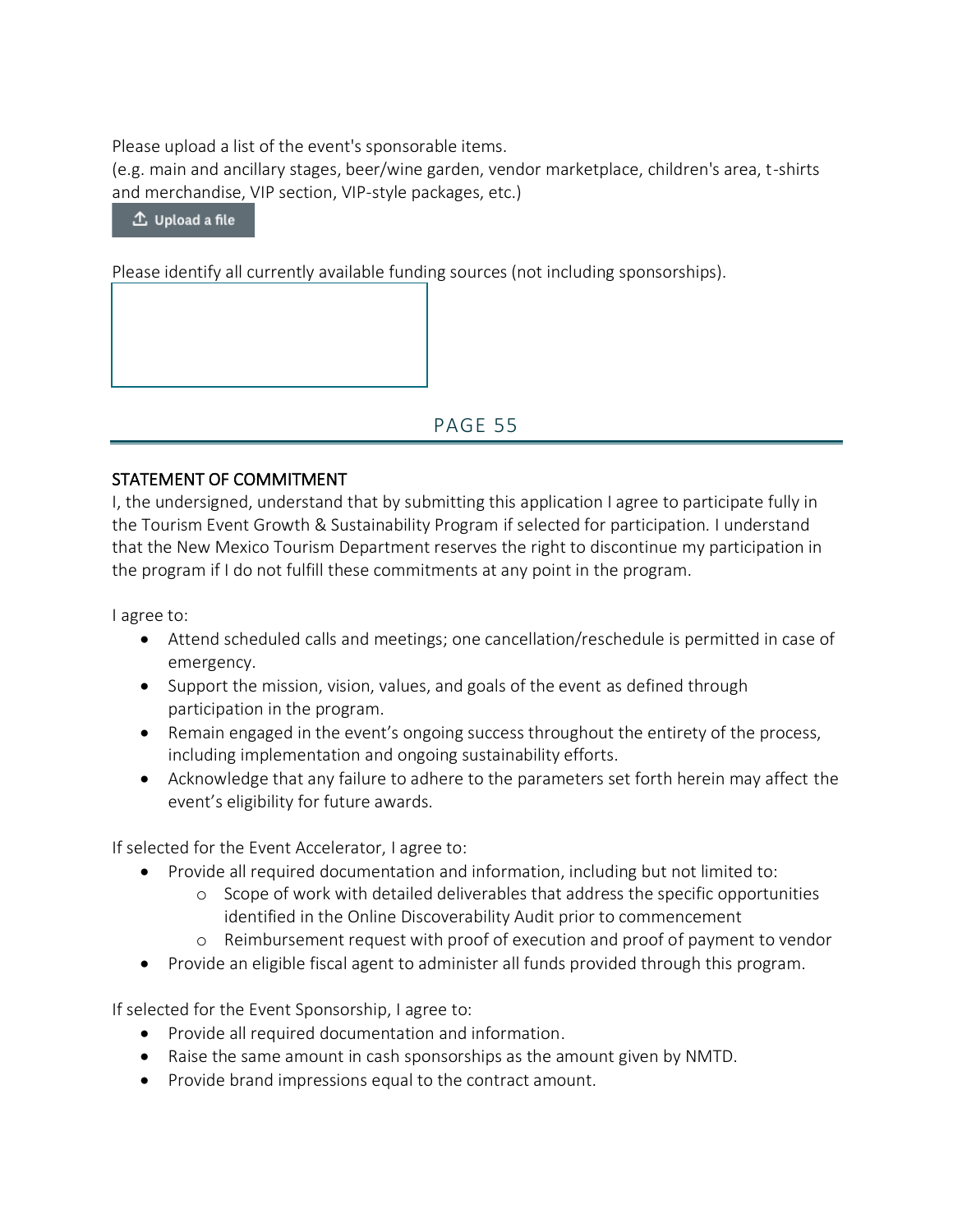Please upload a list of the event's sponsorable items.
(e.g. main and ancillary stages, beer/wine garden, vendor marketplace, children's area, t-shirts and merchandise, VIP section, VIP-style packages, etc.)

Upload a file

Please identify all currently available funding sources (not including sponsorships).

## PAGE 55

### STATEMENT OF COMMITMENT

I, the undersigned, understand that by submitting this application I agree to participate fully in the Tourism Event Growth & Sustainability Program if selected for participation. I understand that the New Mexico Tourism Department reserves the right to discontinue my participation in the program if I do not fulfill these commitments at any point in the program.

I agree to:

- Attend scheduled calls and meetings; one cancellation/reschedule is permitted in case of emergency.
- Support the mission, vision, values, and goals of the event as defined through participation in the program.
- Remain engaged in the event's ongoing success throughout the entirety of the process, including implementation and ongoing sustainability efforts.
- Acknowledge that any failure to adhere to the parameters set forth herein may affect the event's eligibility for future awards.

If selected for the Event Accelerator, I agree to:

- Provide all required documentation and information, including but not limited to:
  - Scope of work with detailed deliverables that address the specific opportunities identified in the Online Discoverability Audit prior to commencement
  - Reimbursement request with proof of execution and proof of payment to vendor
- Provide an eligible fiscal agent to administer all funds provided through this program.

If selected for the Event Sponsorship, I agree to:

- Provide all required documentation and information.
- Raise the same amount in cash sponsorships as the amount given by NMTD.
- Provide brand impressions equal to the contract amount.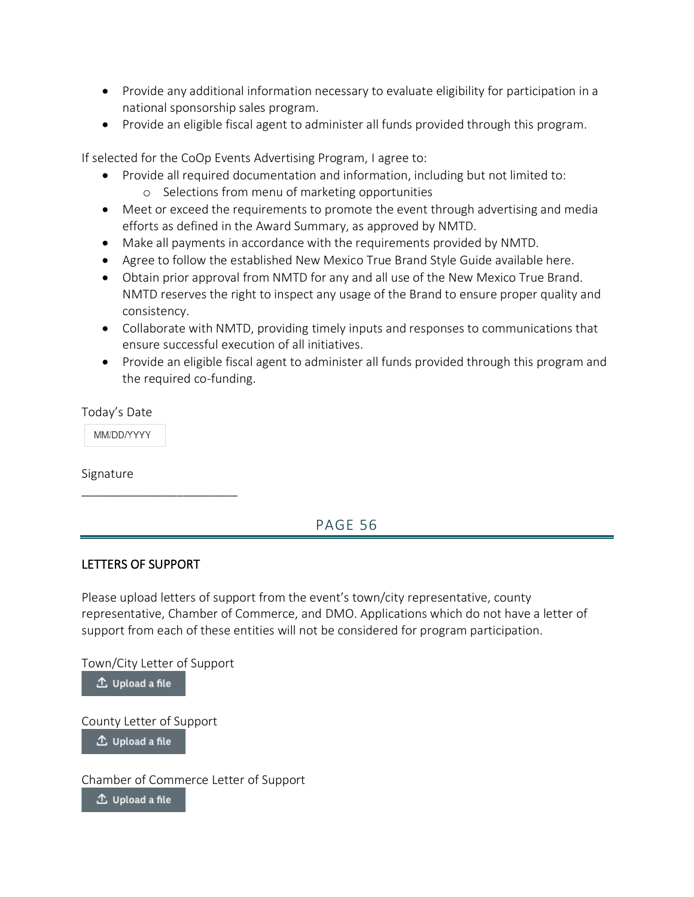- Provide any additional information necessary to evaluate eligibility for participation in a national sponsorship sales program.
- Provide an eligible fiscal agent to administer all funds provided through this program.

If selected for the CoOp Events Advertising Program, I agree to:

- Provide all required documentation and information, including but not limited to:
  - Selections from menu of marketing opportunities
- Meet or exceed the requirements to promote the event through advertising and media efforts as defined in the Award Summary, as approved by NMTD.
- Make all payments in accordance with the requirements provided by NMTD.
- Agree to follow the established New Mexico True Brand Style Guide available here.
- Obtain prior approval from NMTD for any and all use of the New Mexico True Brand. NMTD reserves the right to inspect any usage of the Brand to ensure proper quality and consistency.
- Collaborate with NMTD, providing timely inputs and responses to communications that ensure successful execution of all initiatives.
- Provide an eligible fiscal agent to administer all funds provided through this program and the required co-funding.

Today's Date

MM/DD/YYYY

Signature

________________________

## PAGE 56

### LETTERS OF SUPPORT

Please upload letters of support from the event's town/city representative, county representative, Chamber of Commerce, and DMO. Applications which do not have a letter of support from each of these entities will not be considered for program participation.

Town/City Letter of Support

Upload a file

County Letter of Support

Upload a file

Chamber of Commerce Letter of Support

Upload a file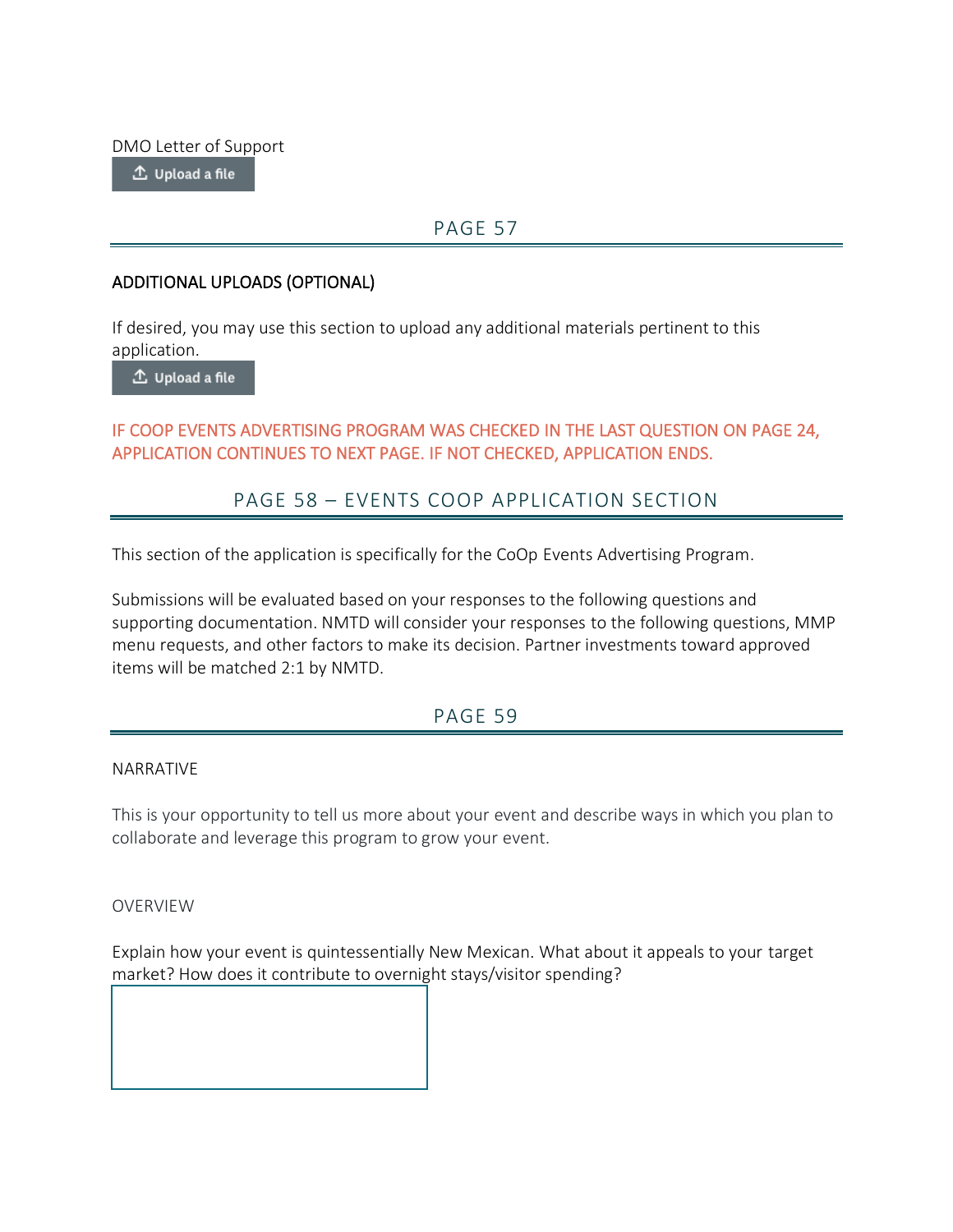DMO Letter of Support

Upload a file

## PAGE 57

ADDITIONAL UPLOADS (OPTIONAL)

If desired, you may use this section to upload any additional materials pertinent to this application.

Upload a file

IF COOP EVENTS ADVERTISING PROGRAM WAS CHECKED IN THE LAST QUESTION ON PAGE 24, APPLICATION CONTINUES TO NEXT PAGE. IF NOT CHECKED, APPLICATION ENDS.

## PAGE 58 – EVENTS COOP APPLICATION SECTION

This section of the application is specifically for the CoOp Events Advertising Program.

Submissions will be evaluated based on your responses to the following questions and supporting documentation. NMTD will consider your responses to the following questions, MMP menu requests, and other factors to make its decision. Partner investments toward approved items will be matched 2:1 by NMTD.

## PAGE 59

NARRATIVE

This is your opportunity to tell us more about your event and describe ways in which you plan to collaborate and leverage this program to grow your event.

OVERVIEW

Explain how your event is quintessentially New Mexican. What about it appeals to your target market? How does it contribute to overnight stays/visitor spending?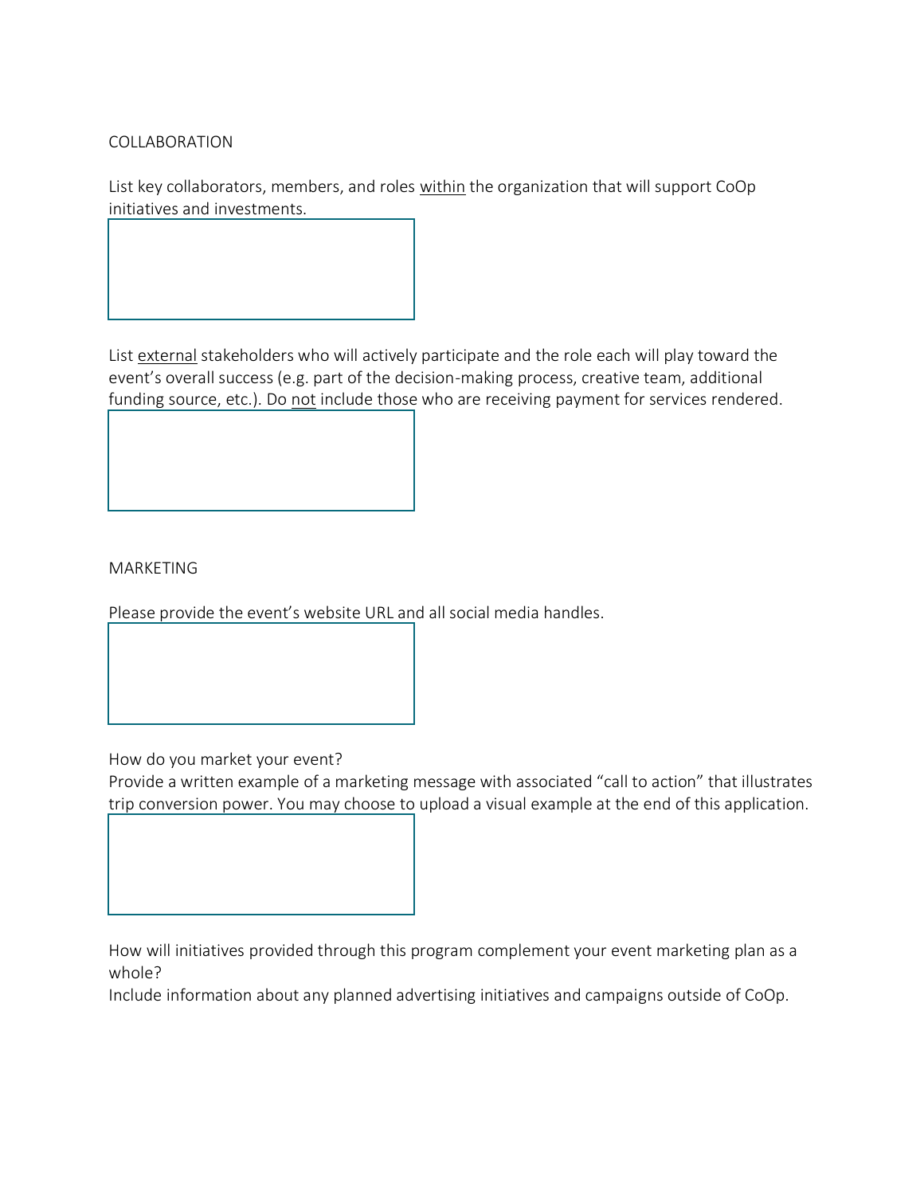## COLLABORATION

List key collaborators, members, and roles <u>within</u> the organization that will support CoOp initiatives and investments.

List <u>external</u> stakeholders who will actively participate and the role each will play toward the event's overall success (e.g. part of the decision-making process, creative team, additional funding source, etc.). Do <u>not</u> include those who are receiving payment for services rendered.

## MARKETING

Please provide the event's website URL and all social media handles.

How do you market your event?
Provide a written example of a marketing message with associated "call to action" that illustrates trip conversion power. You may choose to upload a visual example at the end of this application.

How will initiatives provided through this program complement your event marketing plan as a whole?
Include information about any planned advertising initiatives and campaigns outside of CoOp.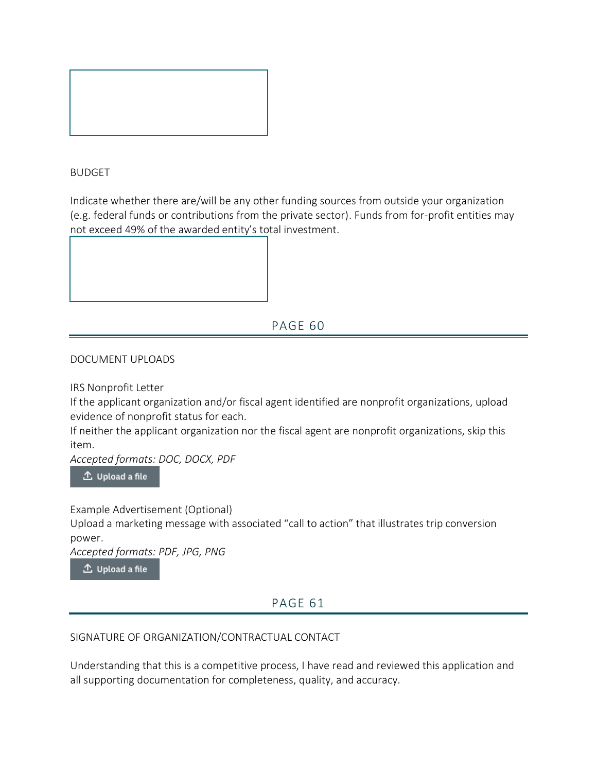BUDGET

Indicate whether there are/will be any other funding sources from outside your organization (e.g. federal funds or contributions from the private sector). Funds from for-profit entities may not exceed 49% of the awarded entity's total investment.

## PAGE 60

DOCUMENT UPLOADS

IRS Nonprofit Letter

If the applicant organization and/or fiscal agent identified are nonprofit organizations, upload evidence of nonprofit status for each.

If neither the applicant organization nor the fiscal agent are nonprofit organizations, skip this item.

*Accepted formats: DOC, DOCX, PDF*

Upload a file

Example Advertisement (Optional)

Upload a marketing message with associated "call to action" that illustrates trip conversion power.

*Accepted formats: PDF, JPG, PNG*

Upload a file

## PAGE 61

SIGNATURE OF ORGANIZATION/CONTRACTUAL CONTACT

Understanding that this is a competitive process, I have read and reviewed this application and all supporting documentation for completeness, quality, and accuracy.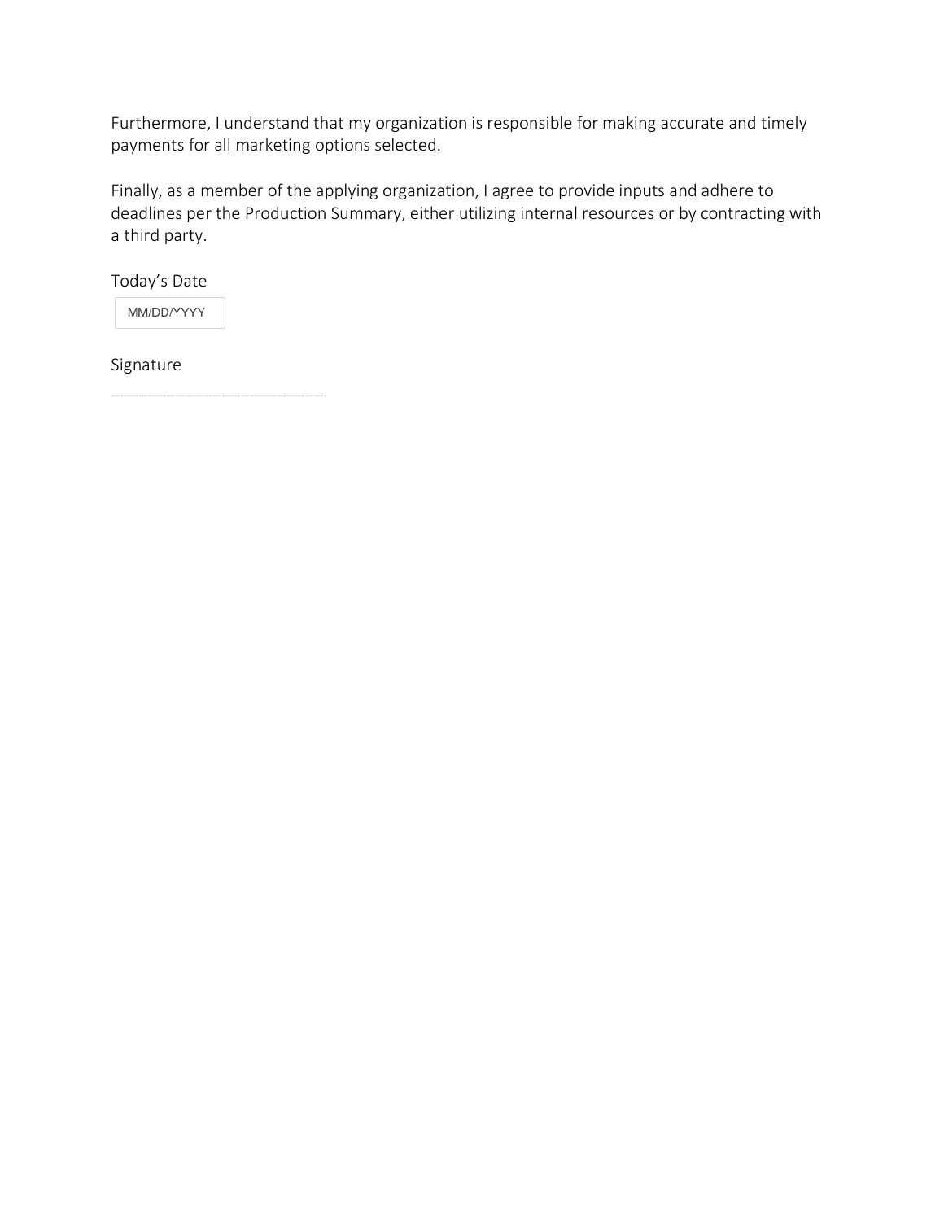Furthermore, I understand that my organization is responsible for making accurate and timely payments for all marketing options selected.

Finally, as a member of the applying organization, I agree to provide inputs and adhere to deadlines per the Production Summary, either utilizing internal resources or by contracting with a third party.

Today's Date

MM/DD/YYYY

Signature

______________________